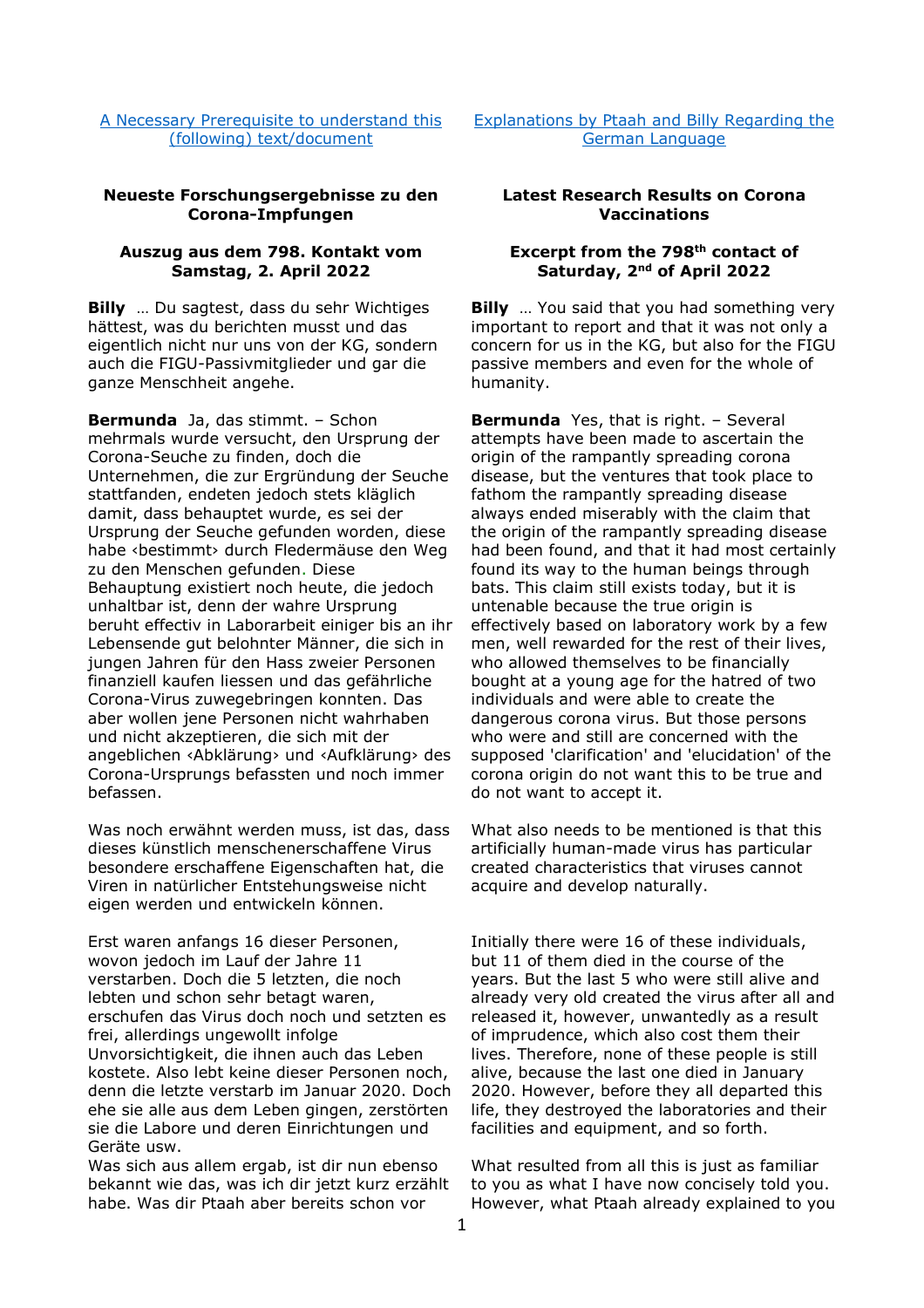A Necessary Prerequisite to understand this (following) text/document

Explanations by Ptaah and Billy Regarding the German Language

## Neueste Forschungsergebnisse zu den Corona-Impfungen

### Auszug aus dem 798. Kontakt vom Samstag, 2. April 2022

**Billy** … Du sagtest, dass du sehr Wichtiges hättest, was du berichten musst und das eigentlich nicht nur uns von der KG, sondern auch die FIGU-Passivmitglieder und gar die ganze Menschheit angehe.

**Bermunda** Ja, das stimmt. – Schon mehrmals wurde versucht, den Ursprung der Corona-Seuche zu finden, doch die Unternehmen, die zur Ergründung der Seuche stattfanden, endeten jedoch stets kläglich damit, dass behauptet wurde, es sei der Ursprung der Seuche gefunden worden, diese habe ‹bestimmt› durch Fledermäuse den Weg zu den Menschen gefunden. Diese Behauptung existiert noch heute, die jedoch unhaltbar ist, denn der wahre Ursprung beruht effectiv in Laborarbeit einiger bis an ihr Lebensende gut belohnter Männer, die sich in jungen Jahren für den Hass zweier Personen finanziell kaufen liessen und das gefährliche Corona-Virus zuwegebringen konnten. Das aber wollen jene Personen nicht wahrhaben und nicht akzeptieren, die sich mit der angeblichen ‹Abklärung› und ‹Aufklärung› des Corona-Ursprungs befassten und noch immer befassen.

Was noch erwähnt werden muss, ist das, dass dieses künstlich menschenerschaffene Virus besondere erschaffene Eigenschaften hat, die Viren in natürlicher Entstehungsweise nicht eigen werden und entwickeln können.

Erst waren anfangs 16 dieser Personen, wovon jedoch im Lauf der Jahre 11 verstarben. Doch die 5 letzten, die noch lebten und schon sehr betagt waren, erschufen das Virus doch noch und setzten es frei, allerdings ungewollt infolge Unvorsichtigkeit, die ihnen auch das Leben kostete. Also lebt keine dieser Personen noch, denn die letzte verstarb im Januar 2020. Doch ehe sie alle aus dem Leben gingen, zerstörten sie die Labore und deren Einrichtungen und Geräte usw.
Was sich aus allem ergab, ist dir nun ebenso bekannt wie das, was ich dir jetzt kurz erzählt habe. Was dir Ptaah aber bereits schon vor

## Latest Research Results on Corona Vaccinations

### Excerpt from the 798th contact of Saturday, 2nd of April 2022

**Billy** … You said that you had something very important to report and that it was not only a concern for us in the KG, but also for the FIGU passive members and even for the whole of humanity.

**Bermunda** Yes, that is right. – Several attempts have been made to ascertain the origin of the rampantly spreading corona disease, but the ventures that took place to fathom the rampantly spreading disease always ended miserably with the claim that the origin of the rampantly spreading disease had been found, and that it had most certainly found its way to the human beings through bats. This claim still exists today, but it is untenable because the true origin is effectively based on laboratory work by a few men, well rewarded for the rest of their lives, who allowed themselves to be financially bought at a young age for the hatred of two individuals and were able to create the dangerous corona virus. But those persons who were and still are concerned with the supposed 'clarification' and 'elucidation' of the corona origin do not want this to be true and do not want to accept it.

What also needs to be mentioned is that this artificially human-made virus has particular created characteristics that viruses cannot acquire and develop naturally.

Initially there were 16 of these individuals, but 11 of them died in the course of the years. But the last 5 who were still alive and already very old created the virus after all and released it, however, unwantedly as a result of imprudence, which also cost them their lives. Therefore, none of these people is still alive, because the last one died in January 2020. However, before they all departed this life, they destroyed the laboratories and their facilities and equipment, and so forth.

What resulted from all this is just as familiar to you as what I have now concisely told you. However, what Ptaah already explained to you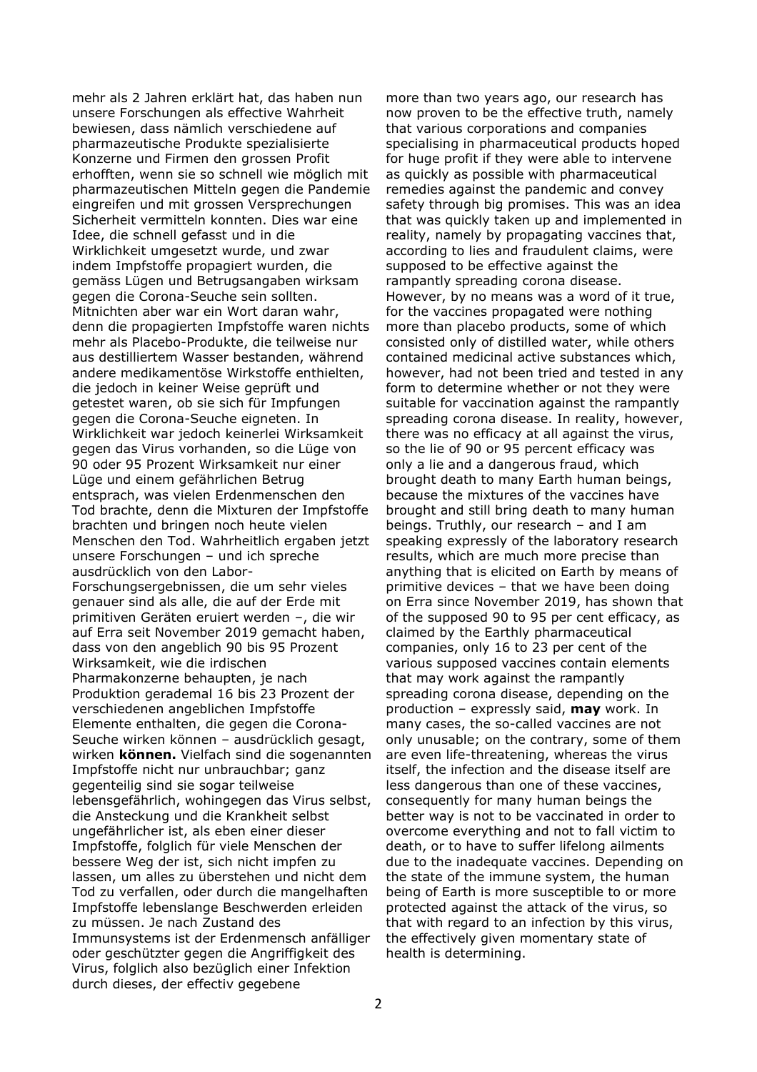mehr als 2 Jahren erklärt hat, das haben nun unsere Forschungen als effective Wahrheit bewiesen, dass nämlich verschiedene auf pharmazeutische Produkte spezialisierte Konzerne und Firmen den grossen Profit erhofften, wenn sie so schnell wie möglich mit pharmazeutischen Mitteln gegen die Pandemie eingreifen und mit grossen Versprechungen Sicherheit vermitteln konnten. Dies war eine Idee, die schnell gefasst und in die Wirklichkeit umgesetzt wurde, und zwar indem Impfstoffe propagiert wurden, die gemäss Lügen und Betrugsangaben wirksam gegen die Corona-Seuche sein sollten. Mitnichten aber war ein Wort daran wahr, denn die propagierten Impfstoffe waren nichts mehr als Placebo-Produkte, die teilweise nur aus destilliertem Wasser bestanden, während andere medikamentöse Wirkstoffe enthielten, die jedoch in keiner Weise geprüft und getestet waren, ob sie sich für Impfungen gegen die Corona-Seuche eigneten. In Wirklichkeit war jedoch keinerlei Wirksamkeit gegen das Virus vorhanden, so die Lüge von 90 oder 95 Prozent Wirksamkeit nur einer Lüge und einem gefährlichen Betrug entsprach, was vielen Erdenmenschen den Tod brachte, denn die Mixturen der Impfstoffe brachten und bringen noch heute vielen Menschen den Tod. Wahrheitlich ergaben jetzt unsere Forschungen – und ich spreche ausdrücklich von den Labor-Forschungsergebnissen, die um sehr vieles genauer sind als alle, die auf der Erde mit primitiven Geräten eruiert werden –, die wir auf Erra seit November 2019 gemacht haben, dass von den angeblich 90 bis 95 Prozent Wirksamkeit, wie die irdischen Pharmakonzerne behaupten, je nach Produktion geradeмal 16 bis 23 Prozent der verschiedenen angeblichen Impfstoffe Elemente enthalten, die gegen die Corona-Seuche wirken können – ausdrücklich gesagt, wirken **können.** Vielfach sind die sogenannten Impfstoffe nicht nur unbrauchbar; ganz gegenteilig sind sie sogar teilweise lebensgefährlich, wohingegen das Virus selbst, die Ansteckung und die Krankheit selbst ungefährlicher ist, als eben einer dieser Impfstoffe, folglich für viele Menschen der bessere Weg der ist, sich nicht impfen zu lassen, um alles zu überstehen und nicht dem Tod zu verfallen, oder durch die mangelhaften Impfstoffe lebenslange Beschwerden erleiden zu müssen. Je nach Zustand des Immunsystems ist der Erdenmensch anfälliger oder geschützter gegen die Angriffigkeit des Virus, folglich also bezüglich einer Infektion durch dieses, der effectiv gegebene

more than two years ago, our research has now proven to be the effective truth, namely that various corporations and companies specialising in pharmaceutical products hoped for huge profit if they were able to intervene as quickly as possible with pharmaceutical remedies against the pandemic and convey safety through big promises. This was an idea that was quickly taken up and implemented in reality, namely by propagating vaccines that, according to lies and fraudulent claims, were supposed to be effective against the rampantly spreading corona disease. However, by no means was a word of it true, for the vaccines propagated were nothing more than placebo products, some of which consisted only of distilled water, while others contained medicinal active substances which, however, had not been tried and tested in any form to determine whether or not they were suitable for vaccination against the rampantly spreading corona disease. In reality, however, there was no efficacy at all against the virus, so the lie of 90 or 95 percent efficacy was only a lie and a dangerous fraud, which brought death to many Earth human beings, because the mixtures of the vaccines have brought and still bring death to many human beings. Truthly, our research – and I am speaking expressly of the laboratory research results, which are much more precise than anything that is elicited on Earth by means of primitive devices – that we have been doing on Erra since November 2019, has shown that of the supposed 90 to 95 per cent efficacy, as claimed by the Earthly pharmaceutical companies, only 16 to 23 per cent of the various supposed vaccines contain elements that may work against the rampantly spreading corona disease, depending on the production – expressly said, **may** work. In many cases, the so-called vaccines are not only unusable; on the contrary, some of them are even life-threatening, whereas the virus itself, the infection and the disease itself are less dangerous than one of these vaccines, consequently for many human beings the better way is not to be vaccinated in order to overcome everything and not to fall victim to death, or to have to suffer lifelong ailments due to the inadequate vaccines. Depending on the state of the immune system, the human being of Earth is more susceptible to or more protected against the attack of the virus, so that with regard to an infection by this virus, the effectively given momentary state of health is determining.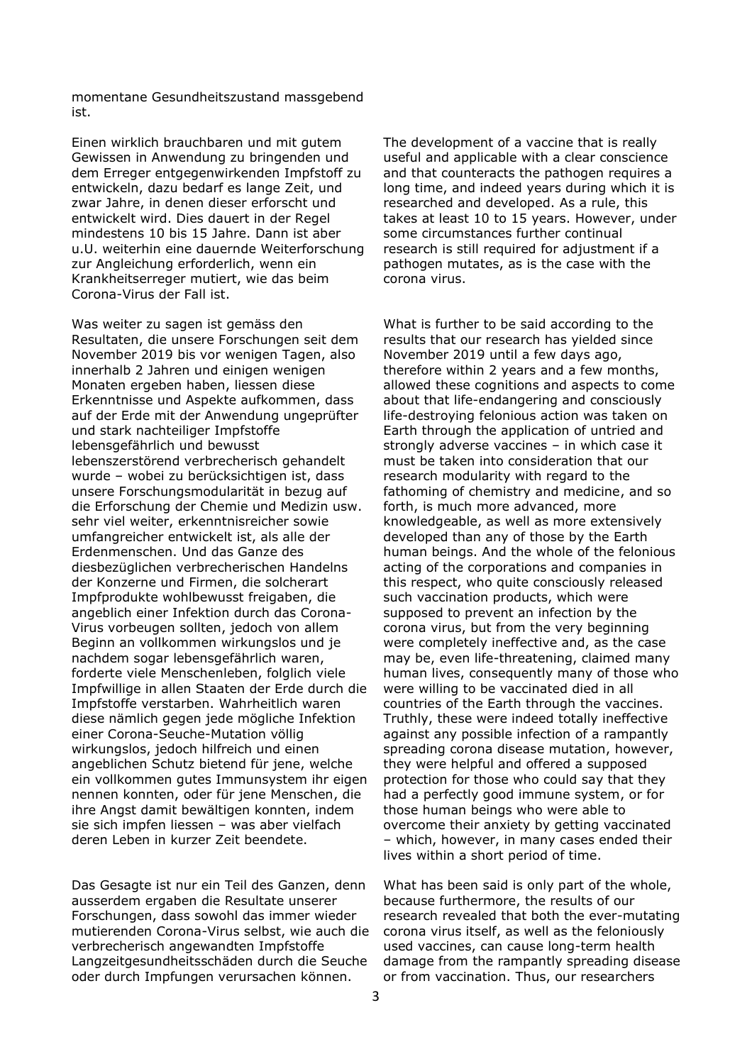momentane Gesundheitszustand massgebend ist.

Einen wirklich brauchbaren und mit gutem Gewissen in Anwendung zu bringenden und dem Erreger entgegenwirkenden Impfstoff zu entwickeln, dazu bedarf es lange Zeit, und zwar Jahre, in denen dieser erforscht und entwickelt wird. Dies dauert in der Regel mindestens 10 bis 15 Jahre. Dann ist aber u.U. weiterhin eine dauernde Weiterforschung zur Angleichung erforderlich, wenn ein Krankheitserreger mutiert, wie das beim Corona-Virus der Fall ist.

The development of a vaccine that is really useful and applicable with a clear conscience and that counteracts the pathogen requires a long time, and indeed years during which it is researched and developed. As a rule, this takes at least 10 to 15 years. However, under some circumstances further continual research is still required for adjustment if a pathogen mutates, as is the case with the corona virus.

Was weiter zu sagen ist gemäss den Resultaten, die unsere Forschungen seit dem November 2019 bis vor wenigen Tagen, also innerhalb 2 Jahren und einigen wenigen Monaten ergeben haben, liessen diese Erkenntnisse und Aspekte aufkommen, dass auf der Erde mit der Anwendung ungeprüfter und stark nachteiliger Impfstoffe lebensgefährlich und bewusst lebenszerstörend verbrecherisch gehandelt wurde – wobei zu berücksichtigen ist, dass unsere Forschungsmodularität in bezug auf die Erforschung der Chemie und Medizin usw. sehr viel weiter, erkenntnisreicher sowie umfangreicher entwickelt ist, als alle der Erdenmenschen. Und das Ganze des diesbezüglichen verbrecherischen Handelns der Konzerne und Firmen, die solcherart Impfprodukte wohlbewusst freigaben, die angeblich einer Infektion durch das Corona-Virus vorbeugen sollten, jedoch von allem Beginn an vollkommen wirkungslos und je nachdem sogar lebensgefährlich waren, forderte viele Menschenleben, folglich viele Impfwillige in allen Staaten der Erde durch die Impfstoffe verstarben. Wahrheitlich waren diese nämlich gegen jede mögliche Infektion einer Corona-Seuche-Mutation völlig wirkungslos, jedoch hilfreich und einen angeblichen Schutz bietend für jene, welche ein vollkommen gutes Immunsystem ihr eigen nennen konnten, oder für jene Menschen, die ihre Angst damit bewältigen konnten, indem sie sich impfen liessen – was aber vielfach deren Leben in kurzer Zeit beendete.

What is further to be said according to the results that our research has yielded since November 2019 until a few days ago, therefore within 2 years and a few months, allowed these cognitions and aspects to come about that life-endangering and consciously life-destroying felonious action was taken on Earth through the application of untried and strongly adverse vaccines – in which case it must be taken into consideration that our research modularity with regard to the fathoming of chemistry and medicine, and so forth, is much more advanced, more knowledgeable, as well as more extensively developed than any of those by the Earth human beings. And the whole of the felonious acting of the corporations and companies in this respect, who quite consciously released such vaccination products, which were supposed to prevent an infection by the corona virus, but from the very beginning were completely ineffective and, as the case may be, even life-threatening, claimed many human lives, consequently many of those who were willing to be vaccinated died in all countries of the Earth through the vaccines. Truthly, these were indeed totally ineffective against any possible infection of a rampantly spreading corona disease mutation, however, they were helpful and offered a supposed protection for those who could say that they had a perfectly good immune system, or for those human beings who were able to overcome their anxiety by getting vaccinated – which, however, in many cases ended their lives within a short period of time.

Das Gesagte ist nur ein Teil des Ganzen, denn ausserdem ergaben die Resultate unserer Forschungen, dass sowohl das immer wieder mutierenden Corona-Virus selbst, wie auch die verbrecherisch angewandten Impfstoffe Langzeitgesundheitsschäden durch die Seuche oder durch Impfungen verursachen können.

What has been said is only part of the whole, because furthermore, the results of our research revealed that both the ever-mutating corona virus itself, as well as the feloniously used vaccines, can cause long-term health damage from the rampantly spreading disease or from vaccination. Thus, our researchers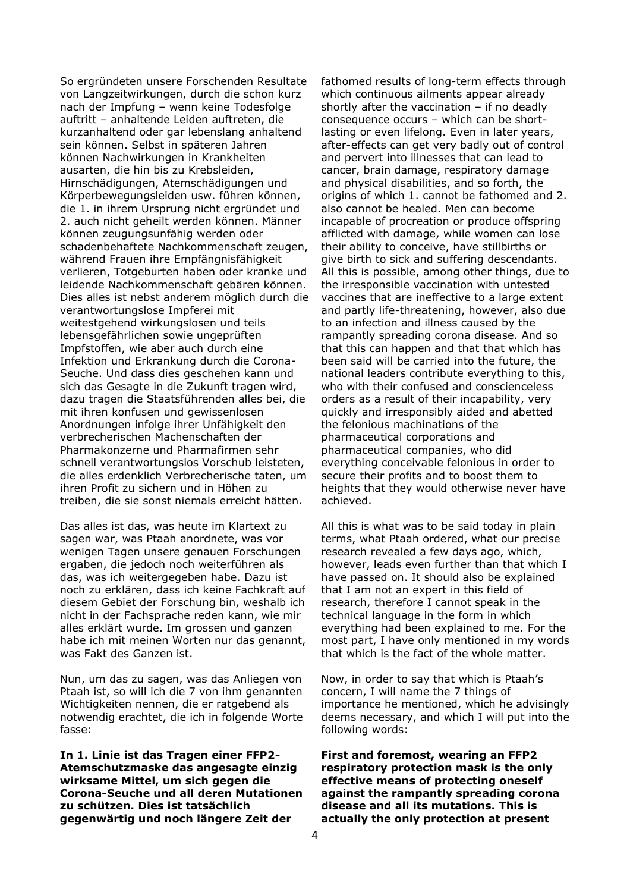So ergründeten unsere Forschenden Resultate von Langzeitwirkungen, durch die schon kurz nach der Impfung – wenn keine Todesfolge auftritt – anhaltende Leiden auftreten, die kurzanhaltend oder gar lebenslang anhaltend sein können. Selbst in späteren Jahren können Nachwirkungen in Krankheiten ausarten, die hin bis zu Krebsleiden, Hirnschädigungen, Atemschädigungen und Körperbewegungsleiden usw. führen können, die 1. in ihrem Ursprung nicht ergründet und 2. auch nicht geheilt werden können. Männer können zeugungsunfähig werden oder schadenbehaftete Nachkommenschaft zeugen, während Frauen ihre Empfängnisfähigkeit verlieren, Totgeburten haben oder kranke und leidende Nachkommenschaft gebären können. Dies alles ist nebst anderem möglich durch die verantwortungslose Impferei mit weitestgehend wirkungslosen und teils lebensgefährlichen sowie ungeprüften Impfstoffen, wie aber auch durch eine Infektion und Erkrankung durch die Corona-Seuche. Und dass dies geschehen kann und sich das Gesagte in die Zukunft tragen wird, dazu tragen die Staatsführenden alles bei, die mit ihren konfusen und gewissenlosen Anordnungen infolge ihrer Unfähigkeit den verbrecherischen Machenschaften der Pharmakonzerne und Pharmafirmen sehr schnell verantwortungslos Vorschub leisteten, die alles erdenklich Verbrecherische taten, um ihren Profit zu sichern und in Höhen zu treiben, die sie sonst niemals erreicht hätten.

Das alles ist das, was heute im Klartext zu sagen war, was Ptaah anordnete, was vor wenigen Tagen unsere genauen Forschungen ergaben, die jedoch noch weiterführen als das, was ich weitergegeben habe. Dazu ist noch zu erklären, dass ich keine Fachkraft auf diesem Gebiet der Forschung bin, weshalb ich nicht in der Fachsprache reden kann, wie mir alles erklärt wurde. Im grossen und ganzen habe ich mit meinen Worten nur das genannt, was Fakt des Ganzen ist.

Nun, um das zu sagen, was das Anliegen von Ptaah ist, so will ich die 7 von ihm genannten Wichtigkeiten nennen, die er ratgebend als notwendig erachtet, die ich in folgende Worte fasse:

**In 1. Linie ist das Tragen einer FFP2-Atemschutzmaske das angesagte einzig wirksame Mittel, um sich gegen die Corona-Seuche und all deren Mutationen zu schützen. Dies ist tatsächlich gegenwärtig und noch längere Zeit der**

fathomed results of long-term effects through which continuous ailments appear already shortly after the vaccination – if no deadly consequence occurs – which can be short-lasting or even lifelong. Even in later years, after-effects can get very badly out of control and pervert into illnesses that can lead to cancer, brain damage, respiratory damage and physical disabilities, and so forth, the origins of which 1. cannot be fathomed and 2. also cannot be healed. Men can become incapable of procreation or produce offspring afflicted with damage, while women can lose their ability to conceive, have stillbirths or give birth to sick and suffering descendants. All this is possible, among other things, due to the irresponsible vaccination with untested vaccines that are ineffective to a large extent and partly life-threatening, however, also due to an infection and illness caused by the rampantly spreading corona disease. And so that this can happen and that that which has been said will be carried into the future, the national leaders contribute everything to this, who with their confused and conscienceless orders as a result of their incapability, very quickly and irresponsibly aided and abetted the felonious machinations of the pharmaceutical corporations and pharmaceutical companies, who did everything conceivable felonious in order to secure their profits and to boost them to heights that they would otherwise never have achieved.

All this is what was to be said today in plain terms, what Ptaah ordered, what our precise research revealed a few days ago, which, however, leads even further than that which I have passed on. It should also be explained that I am not an expert in this field of research, therefore I cannot speak in the technical language in the form in which everything had been explained to me. For the most part, I have only mentioned in my words that which is the fact of the whole matter.

Now, in order to say that which is Ptaah's concern, I will name the 7 things of importance he mentioned, which he advisingly deems necessary, and which I will put into the following words:

**First and foremost, wearing an FFP2 respiratory protection mask is the only effective means of protecting oneself against the rampantly spreading corona disease and all its mutations. This is actually the only protection at present**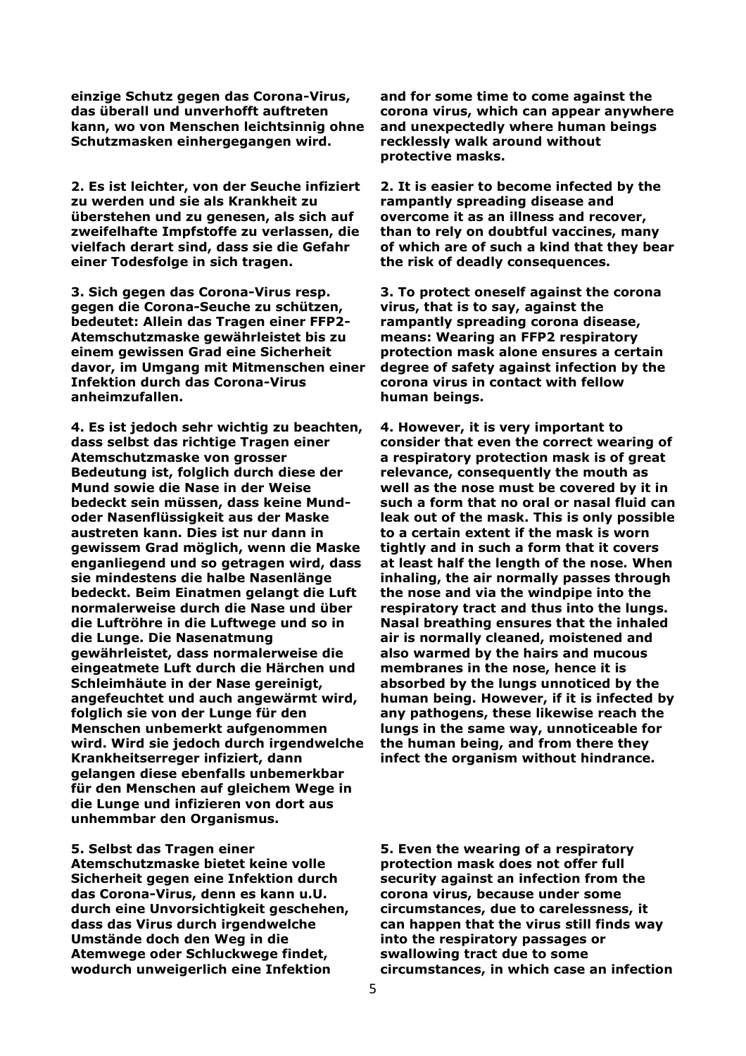**einzige Schutz gegen das Corona-Virus, das überall und unverhofft auftreten kann, wo von Menschen leichtsinnig ohne Schutzmasken einhergegangen wird.**

**and for some time to come against the corona virus, which can appear anywhere and unexpectedly where human beings recklessly walk around without protective masks.**

**2. Es ist leichter, von der Seuche infiziert zu werden und sie als Krankheit zu überstehen und zu genesen, als sich auf zweifelhafte Impfstoffe zu verlassen, die vielfach derart sind, dass sie die Gefahr einer Todesfolge in sich tragen.**

**2. It is easier to become infected by the rampantly spreading disease and overcome it as an illness and recover, than to rely on doubtful vaccines, many of which are of such a kind that they bear the risk of deadly consequences.**

**3. Sich gegen das Corona-Virus resp. gegen die Corona-Seuche zu schützen, bedeutet: Allein das Tragen einer FFP2-Atemschutzmaske gewährleistet bis zu einem gewissen Grad eine Sicherheit davor, im Umgang mit Mitmenschen einer Infektion durch das Corona-Virus anheimzufallen.**

**3. To protect oneself against the corona virus, that is to say, against the rampantly spreading corona disease, means: Wearing an FFP2 respiratory protection mask alone ensures a certain degree of safety against infection by the corona virus in contact with fellow human beings.**

**4. Es ist jedoch sehr wichtig zu beachten, dass selbst das richtige Tragen einer Atemschutzmaske von grosser Bedeutung ist, folglich durch diese der Mund sowie die Nase in der Weise bedeckt sein müssen, dass keine Mund- oder Nasenflüssigkeit aus der Maske austreten kann. Dies ist nur dann in gewissem Grad möglich, wenn die Maske enganliegend und so getragen wird, dass sie mindestens die halbe Nasenlänge bedeckt. Beim Einatmen gelangt die Luft normalerweise durch die Nase und über die Luftröhre in die Luftwege und so in die Lunge. Die Nasenatmung gewährleistet, dass normalerweise die eingeatmete Luft durch die Härchen und Schleimhäute in der Nase gereinigt, angefeuchtet und auch angewärmt wird, folglich sie von der Lunge für den Menschen unbemerkt aufgenommen wird. Wird sie jedoch durch irgendwelche Krankheitserreger infiziert, dann gelangen diese ebenfalls unbemerkbar für den Menschen auf gleichem Wege in die Lunge und infizieren von dort aus unhemmbar den Organismus.**

**4. However, it is very important to consider that even the correct wearing of a respiratory protection mask is of great relevance, consequently the mouth as well as the nose must be covered by it in such a form that no oral or nasal fluid can leak out of the mask. This is only possible to a certain extent if the mask is worn tightly and in such a form that it covers at least half the length of the nose. When inhaling, the air normally passes through the nose and via the windpipe into the respiratory tract and thus into the lungs. Nasal breathing ensures that the inhaled air is normally cleaned, moistened and also warmed by the hairs and mucous membranes in the nose, hence it is absorbed by the lungs unnoticed by the human being. However, if it is infected by any pathogens, these likewise reach the lungs in the same way, unnoticeable for the human being, and from there they infect the organism without hindrance.**

**5. Selbst das Tragen einer Atemschutzmaske bietet keine volle Sicherheit gegen eine Infektion durch das Corona-Virus, denn es kann u.U. durch eine Unvorsichtigkeit geschehen, dass das Virus durch irgendwelche Umstände doch den Weg in die Atemwege oder Schluckwege findet, wodurch unweigerlich eine Infektion**

**5. Even the wearing of a respiratory protection mask does not offer full security against an infection from the corona virus, because under some circumstances, due to carelessness, it can happen that the virus still finds way into the respiratory passages or swallowing tract due to some circumstances, in which case an infection**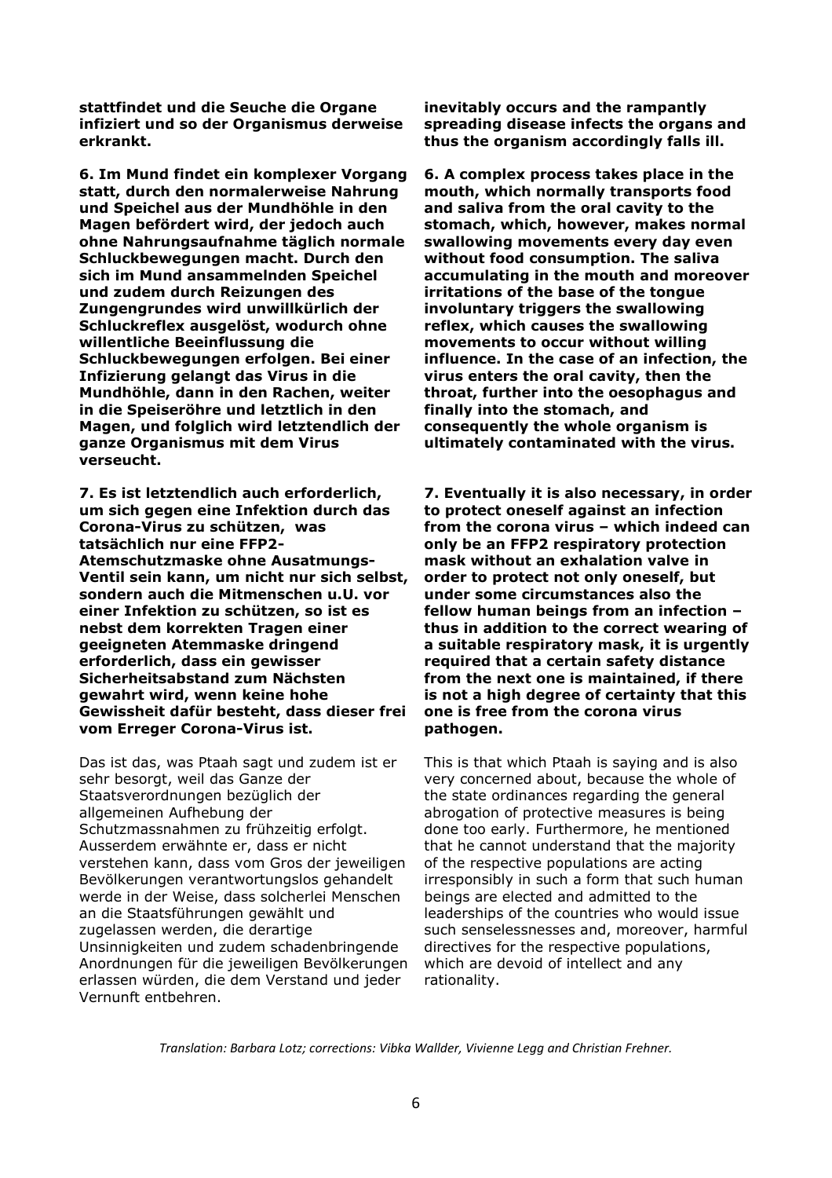**stattfindet und die Seuche die Organe infiziert und so der Organismus derweise erkrankt.**

**inevitably occurs and the rampantly spreading disease infects the organs and thus the organism accordingly falls ill.**

**6. Im Mund findet ein komplexer Vorgang statt, durch den normalerweise Nahrung und Speichel aus der Mundhöhle in den Magen befördert wird, der jedoch auch ohne Nahrungsaufnahme täglich normale Schluckbewegungen macht. Durch den sich im Mund ansammelnden Speichel und zudem durch Reizungen des Zungengrundes wird unwillkürlich der Schluckreflex ausgelöst, wodurch ohne willentliche Beeinflussung die Schluckbewegungen erfolgen. Bei einer Infizierung gelangt das Virus in die Mundhöhle, dann in den Rachen, weiter in die Speiseröhre und letztlich in den Magen, und folglich wird letztendlich der ganze Organismus mit dem Virus verseucht.**

**6. A complex process takes place in the mouth, which normally transports food and saliva from the oral cavity to the stomach, which, however, makes normal swallowing movements every day even without food consumption. The saliva accumulating in the mouth and moreover irritations of the base of the tongue involuntary triggers the swallowing reflex, which causes the swallowing movements to occur without willing influence. In the case of an infection, the virus enters the oral cavity, then the throat, further into the oesophagus and finally into the stomach, and consequently the whole organism is ultimately contaminated with the virus.**

**7. Es ist letztendlich auch erforderlich, um sich gegen eine Infektion durch das Corona-Virus zu schützen, was tatsächlich nur eine FFP2-Atemschutzmaske ohne Ausatmungs-Ventil sein kann, um nicht nur sich selbst, sondern auch die Mitmenschen u.U. vor einer Infektion zu schützen, so ist es nebst dem korrekten Tragen einer geeigneten Atemmaske dringend erforderlich, dass ein gewisser Sicherheitsabstand zum Nächsten gewahrt wird, wenn keine hohe Gewissheit dafür besteht, dass dieser frei vom Erreger Corona-Virus ist.**

**7. Eventually it is also necessary, in order to protect oneself against an infection from the corona virus – which indeed can only be an FFP2 respiratory protection mask without an exhalation valve in order to protect not only oneself, but under some circumstances also the fellow human beings from an infection – thus in addition to the correct wearing of a suitable respiratory mask, it is urgently required that a certain safety distance from the next one is maintained, if there is not a high degree of certainty that this one is free from the corona virus pathogen.**

Das ist das, was Ptaah sagt und zudem ist er sehr besorgt, weil das Ganze der Staatsverordnungen bezüglich der allgemeinen Aufhebung der Schutzmassnahmen zu frühzeitig erfolgt. Ausserdem erwähnte er, dass er nicht verstehen kann, dass vom Gros der jeweiligen Bevölkerungen verantwortungslos gehandelt werde in der Weise, dass solcherlei Menschen an die Staatsführungen gewählt und zugelassen werden, die derartige Unsinnigkeiten und zudem schadenbringende Anordnungen für die jeweiligen Bevölkerungen erlassen würden, die dem Verstand und jeder Vernunft entbehren.

This is that which Ptaah is saying and is also very concerned about, because the whole of the state ordinances regarding the general abrogation of protective measures is being done too early. Furthermore, he mentioned that he cannot understand that the majority of the respective populations are acting irresponsibly in such a form that such human beings are elected and admitted to the leaderships of the countries who would issue such senselessnesses and, moreover, harmful directives for the respective populations, which are devoid of intellect and any rationality.

*Translation: Barbara Lotz; corrections: Vibka Wallder, Vivienne Legg and Christian Frehner.*